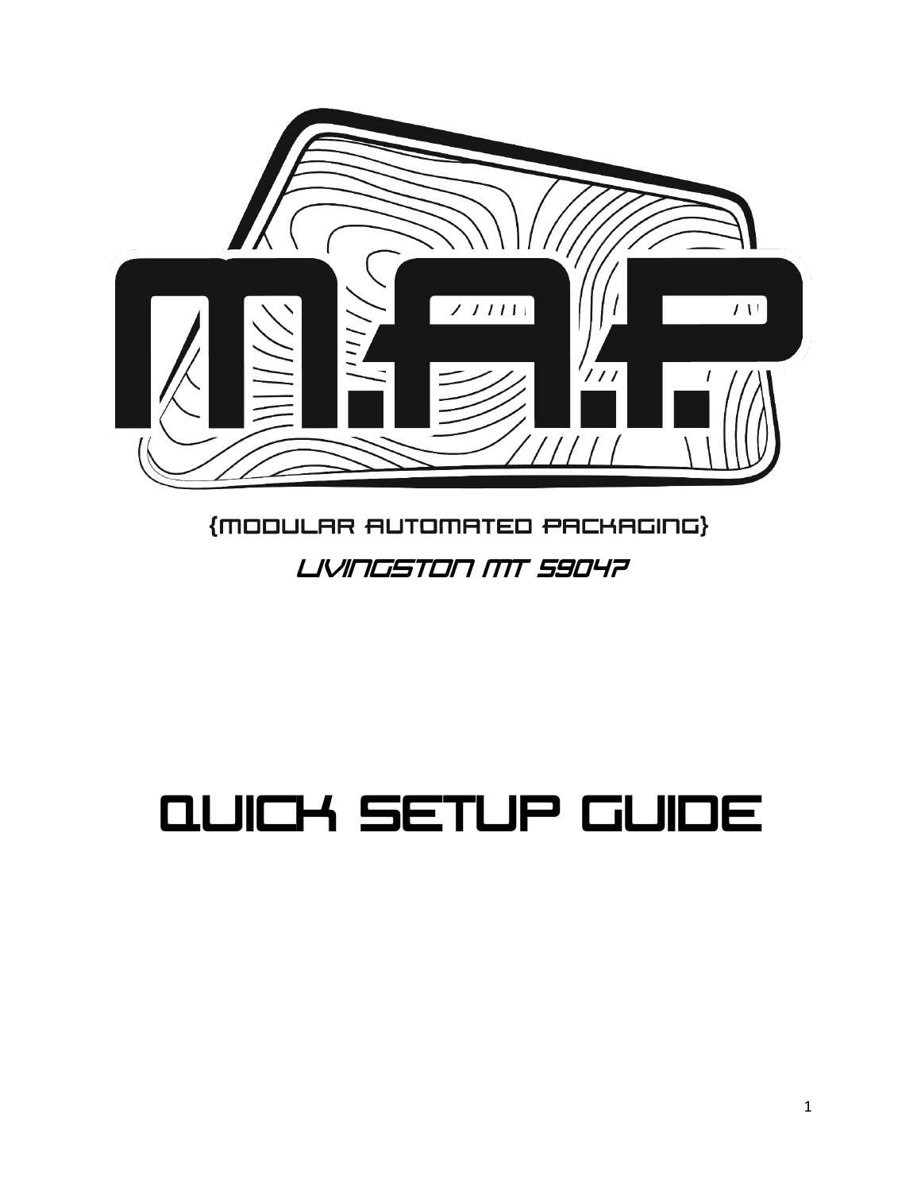# M.A.P.

{MODULAR AUTOMATED PACKAGING}

LIVINGSTON MT 59047

# QUICK SETUP GUIDE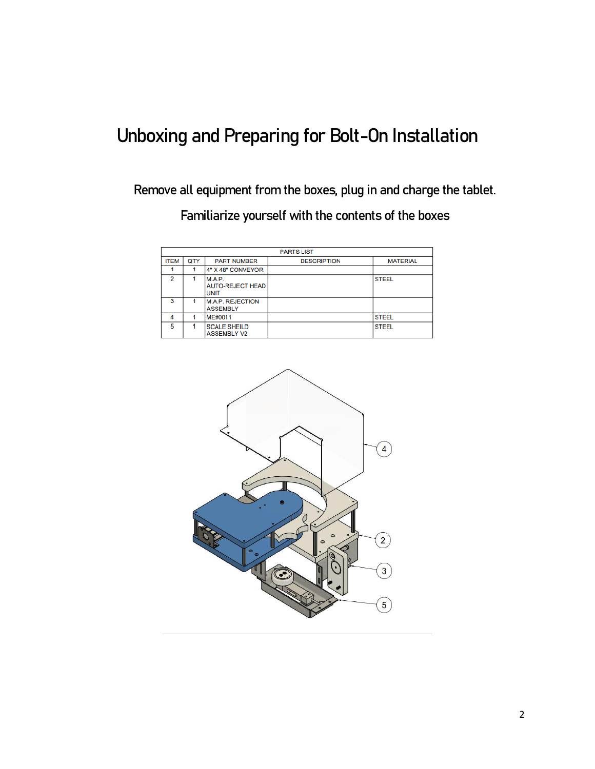# Unboxing and Preparing for Bolt-On Installation

Remove all equipment from the boxes, plug in and charge the tablet.

Familiarize yourself with the contents of the boxes

| PARTS LIST | | | | |
|---|---|---|---|---|
| ITEM | QTY | PART NUMBER | DESCRIPTION | MATERIAL |
| 1 | 1 | 4" X 48" CONVEYOR | | |
| 2 | 1 | M.A.P. AUTO-REJECT HEAD UNIT | | STEEL |
| 3 | 1 | M.A.P. REJECTION ASSEMBLY | | |
| 4 | 1 | ME#0011 | | STEEL |
| 5 | 1 | SCALE SHEILD ASSEMBLY V2 | | STEEL |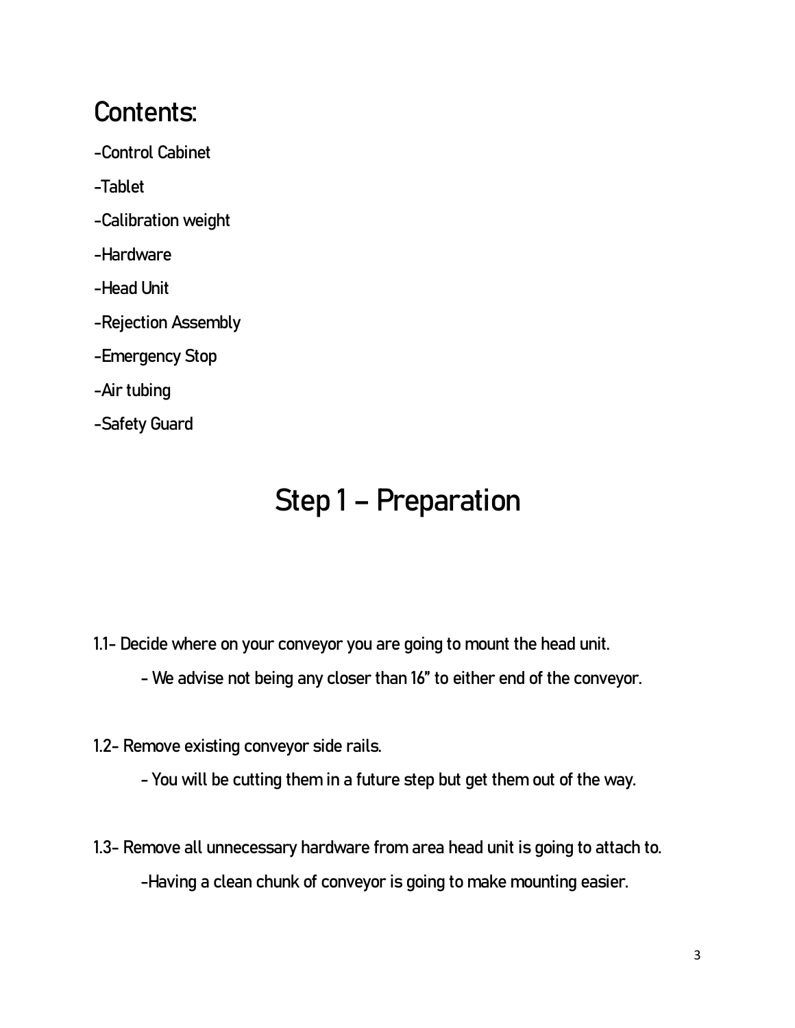## Contents:

-Control Cabinet

-Tablet

-Calibration weight

-Hardware

-Head Unit

-Rejection Assembly

-Emergency Stop

-Air tubing

-Safety Guard

# Step 1 – Preparation

1.1- Decide where on your conveyor you are going to mount the head unit.

- We advise not being any closer than 16" to either end of the conveyor.

1.2- Remove existing conveyor side rails.

- You will be cutting them in a future step but get them out of the way.

1.3- Remove all unnecessary hardware from area head unit is going to attach to.

-Having a clean chunk of conveyor is going to make mounting easier.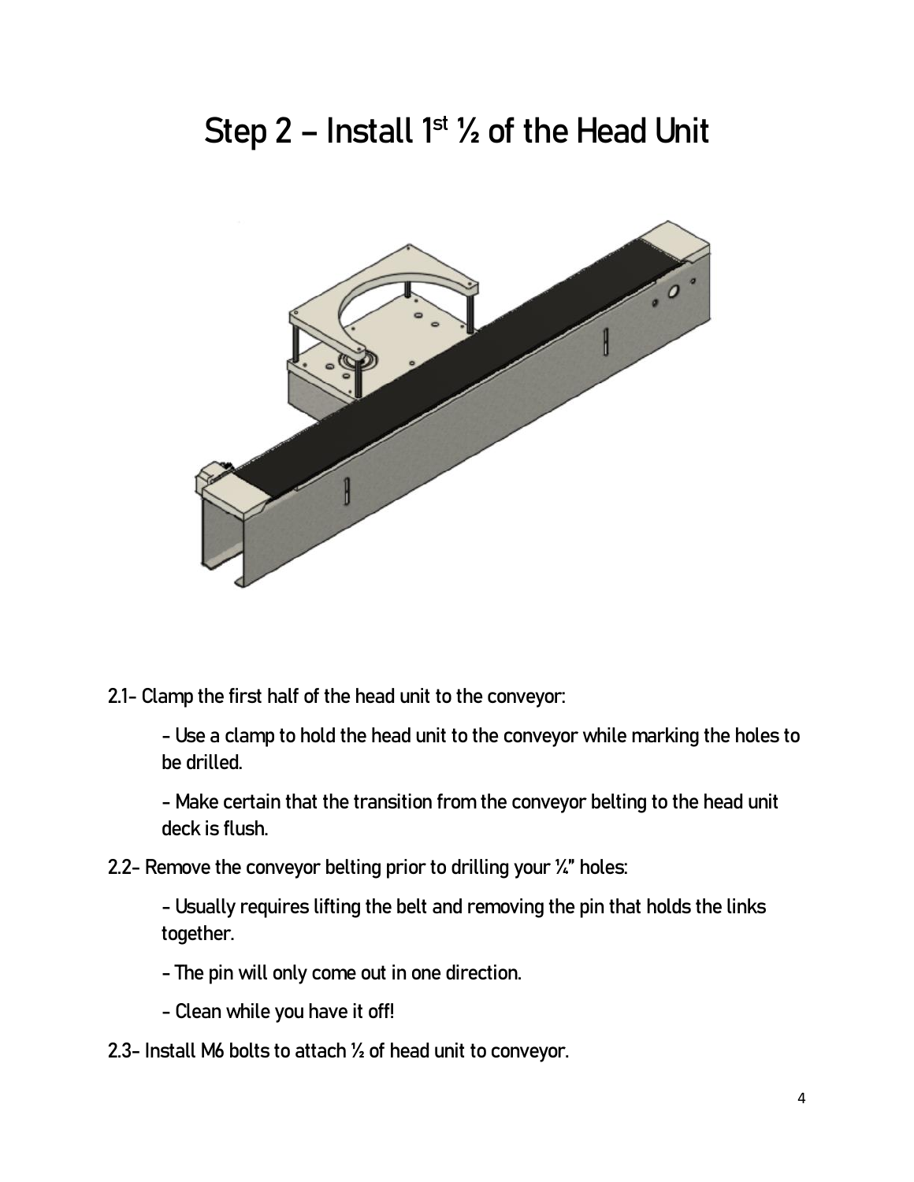# Step 2 – Install 1st ½ of the Head Unit

2.1- Clamp the first half of the head unit to the conveyor:

- Use a clamp to hold the head unit to the conveyor while marking the holes to be drilled.
- Make certain that the transition from the conveyor belting to the head unit deck is flush.

2.2- Remove the conveyor belting prior to drilling your ¼" holes:

- Usually requires lifting the belt and removing the pin that holds the links together.
- The pin will only come out in one direction.
- Clean while you have it off!

2.3- Install M6 bolts to attach ½ of head unit to conveyor.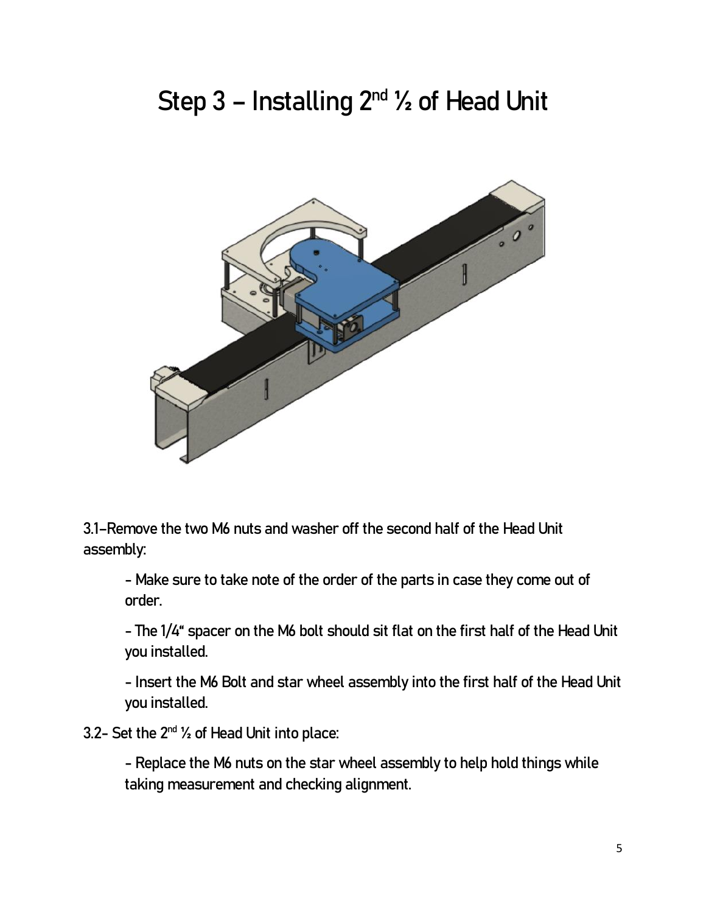# Step 3 – Installing 2nd ½ of Head Unit

3.1–Remove the two M6 nuts and washer off the second half of the Head Unit assembly:

- Make sure to take note of the order of the parts in case they come out of order.
- The 1/4" spacer on the M6 bolt should sit flat on the first half of the Head Unit you installed.
- Insert the M6 Bolt and star wheel assembly into the first half of the Head Unit you installed.

3.2- Set the 2nd ½ of Head Unit into place:

- Replace the M6 nuts on the star wheel assembly to help hold things while taking measurement and checking alignment.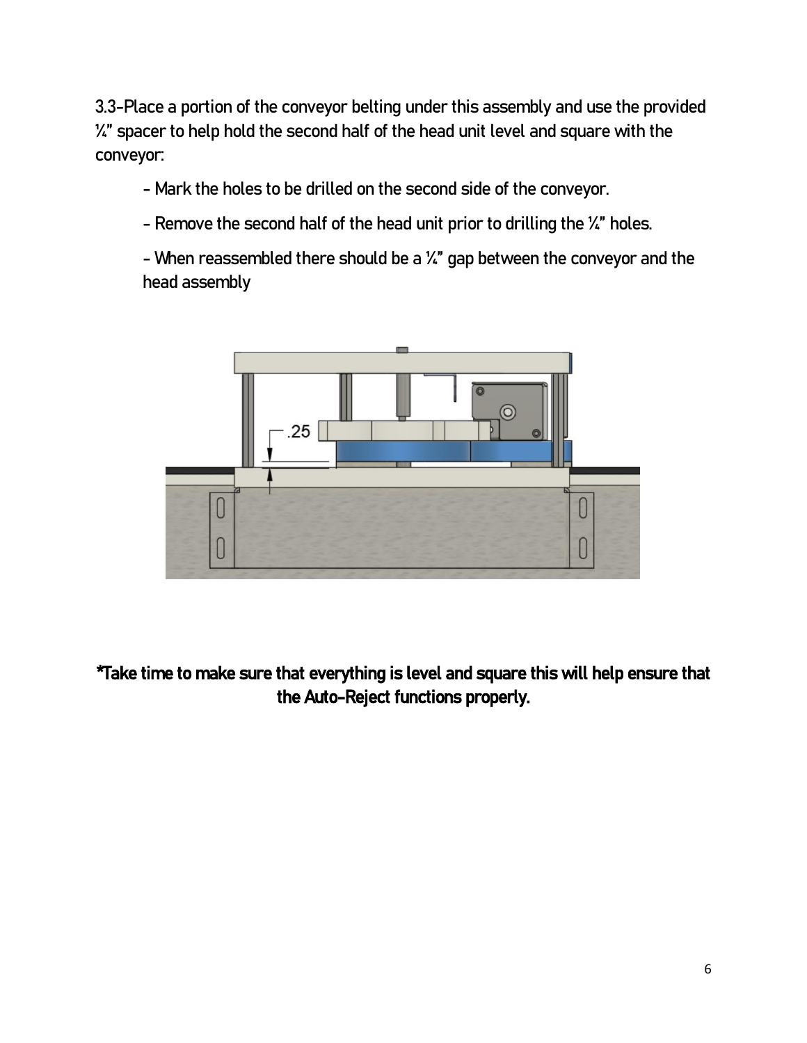3.3-Place a portion of the conveyor belting under this assembly and use the provided ¼" spacer to help hold the second half of the head unit level and square with the conveyor:

- Mark the holes to be drilled on the second side of the conveyor.
- Remove the second half of the head unit prior to drilling the ¼" holes.
- When reassembled there should be a ¼" gap between the conveyor and the head assembly

**\*Take time to make sure that everything is level and square this will help ensure that the Auto-Reject functions properly.**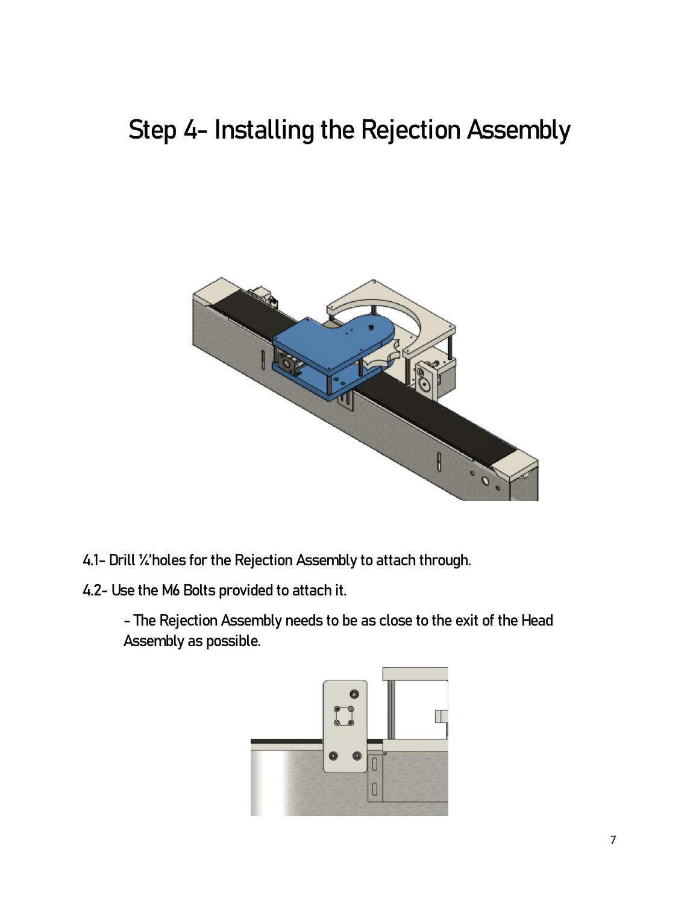# Step 4- Installing the Rejection Assembly

4.1- Drill ¼"holes for the Rejection Assembly to attach through.

4.2- Use the M6 Bolts provided to attach it.

- The Rejection Assembly needs to be as close to the exit of the Head Assembly as possible.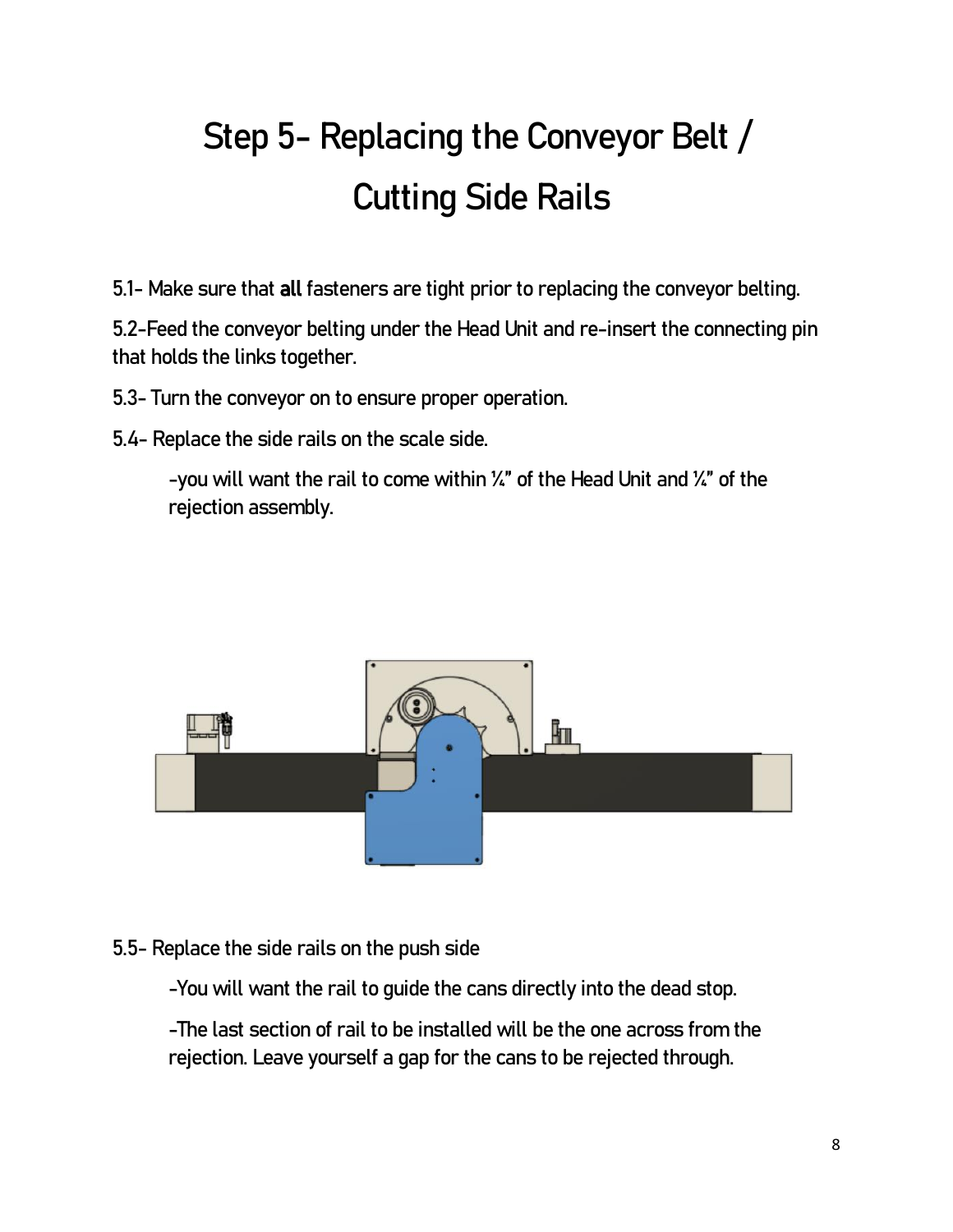# Step 5- Replacing the Conveyor Belt / Cutting Side Rails

5.1- Make sure that **all** fasteners are tight prior to replacing the conveyor belting.

5.2-Feed the conveyor belting under the Head Unit and re-insert the connecting pin that holds the links together.

5.3- Turn the conveyor on to ensure proper operation.

5.4- Replace the side rails on the scale side.

> -you will want the rail to come within ¼" of the Head Unit and ¼" of the rejection assembly.

5.5- Replace the side rails on the push side

> -You will want the rail to guide the cans directly into the dead stop.
>
> -The last section of rail to be installed will be the one across from the rejection. Leave yourself a gap for the cans to be rejected through.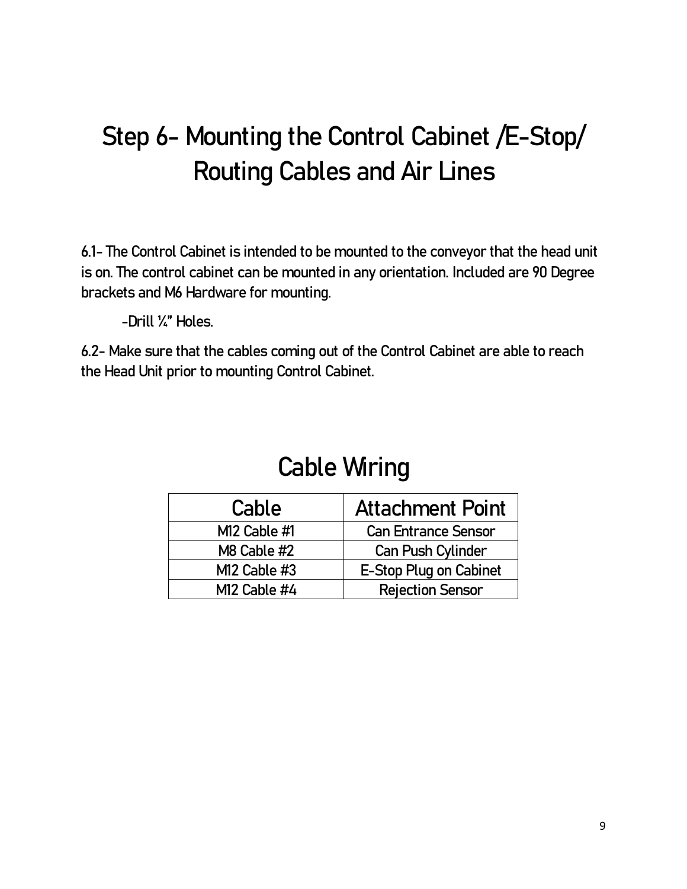# Step 6- Mounting the Control Cabinet /E-Stop/ Routing Cables and Air Lines

6.1- The Control Cabinet is intended to be mounted to the conveyor that the head unit is on. The control cabinet can be mounted in any orientation. Included are 90 Degree brackets and M6 Hardware for mounting.

-Drill ¼" Holes.

6.2- Make sure that the cables coming out of the Control Cabinet are able to reach the Head Unit prior to mounting Control Cabinet.

## Cable Wiring

| Cable | Attachment Point |
|---|---|
| M12 Cable #1 | Can Entrance Sensor |
| M8 Cable #2 | Can Push Cylinder |
| M12 Cable #3 | E-Stop Plug on Cabinet |
| M12 Cable #4 | Rejection Sensor |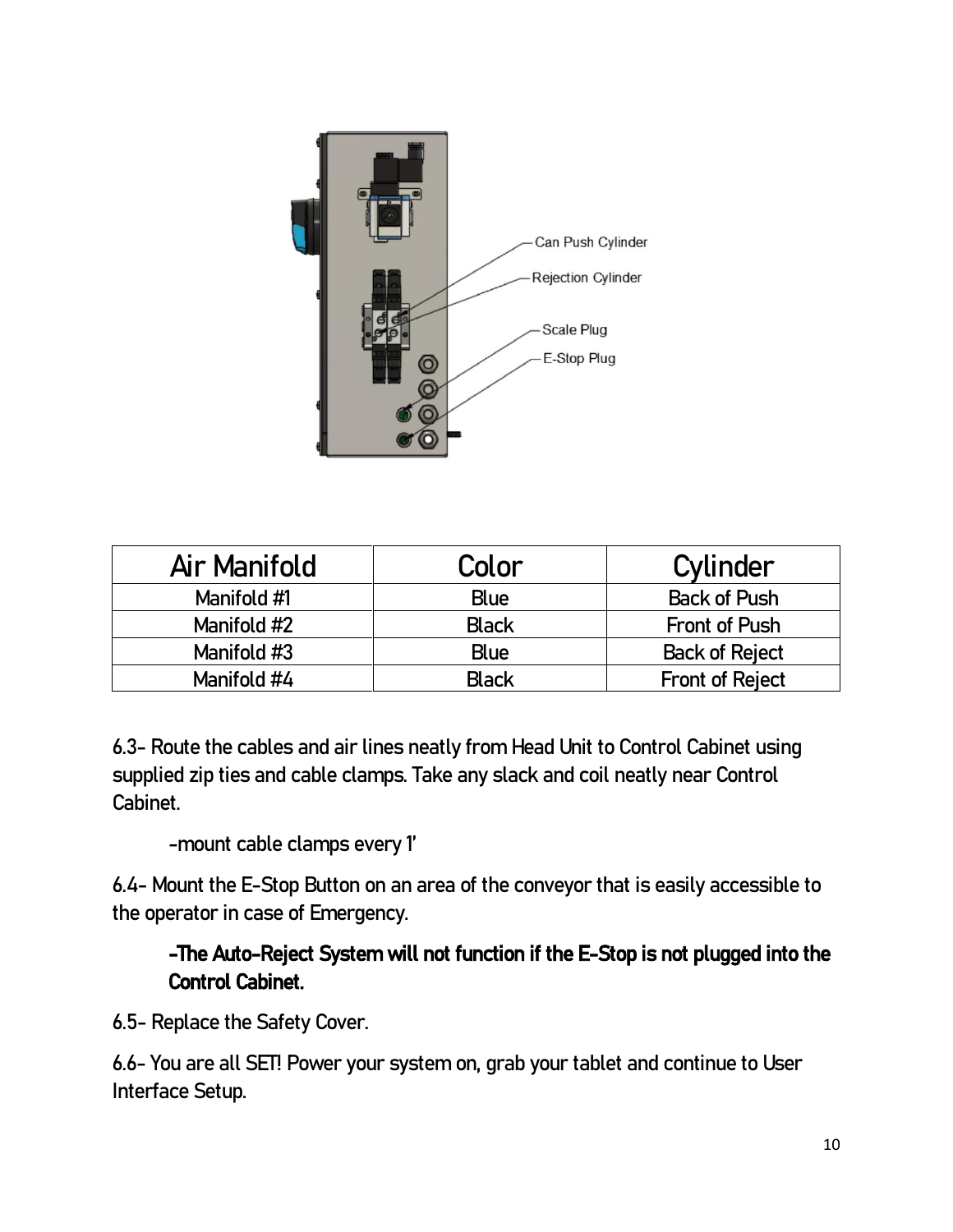Can Push Cylinder

Rejection Cylinder

Scale Plug

E-Stop Plug

| Air Manifold | Color | Cylinder |
|---|---|---|
| Manifold #1 | Blue | Back of Push |
| Manifold #2 | Black | Front of Push |
| Manifold #3 | Blue | Back of Reject |
| Manifold #4 | Black | Front of Reject |

6.3- Route the cables and air lines neatly from Head Unit to Control Cabinet using supplied zip ties and cable clamps. Take any slack and coil neatly near Control Cabinet.

-mount cable clamps every 1'

6.4- Mount the E-Stop Button on an area of the conveyor that is easily accessible to the operator in case of Emergency.

**-The Auto-Reject System will not function if the E-Stop is not plugged into the Control Cabinet.**

6.5- Replace the Safety Cover.

6.6- You are all SET! Power your system on, grab your tablet and continue to User Interface Setup.